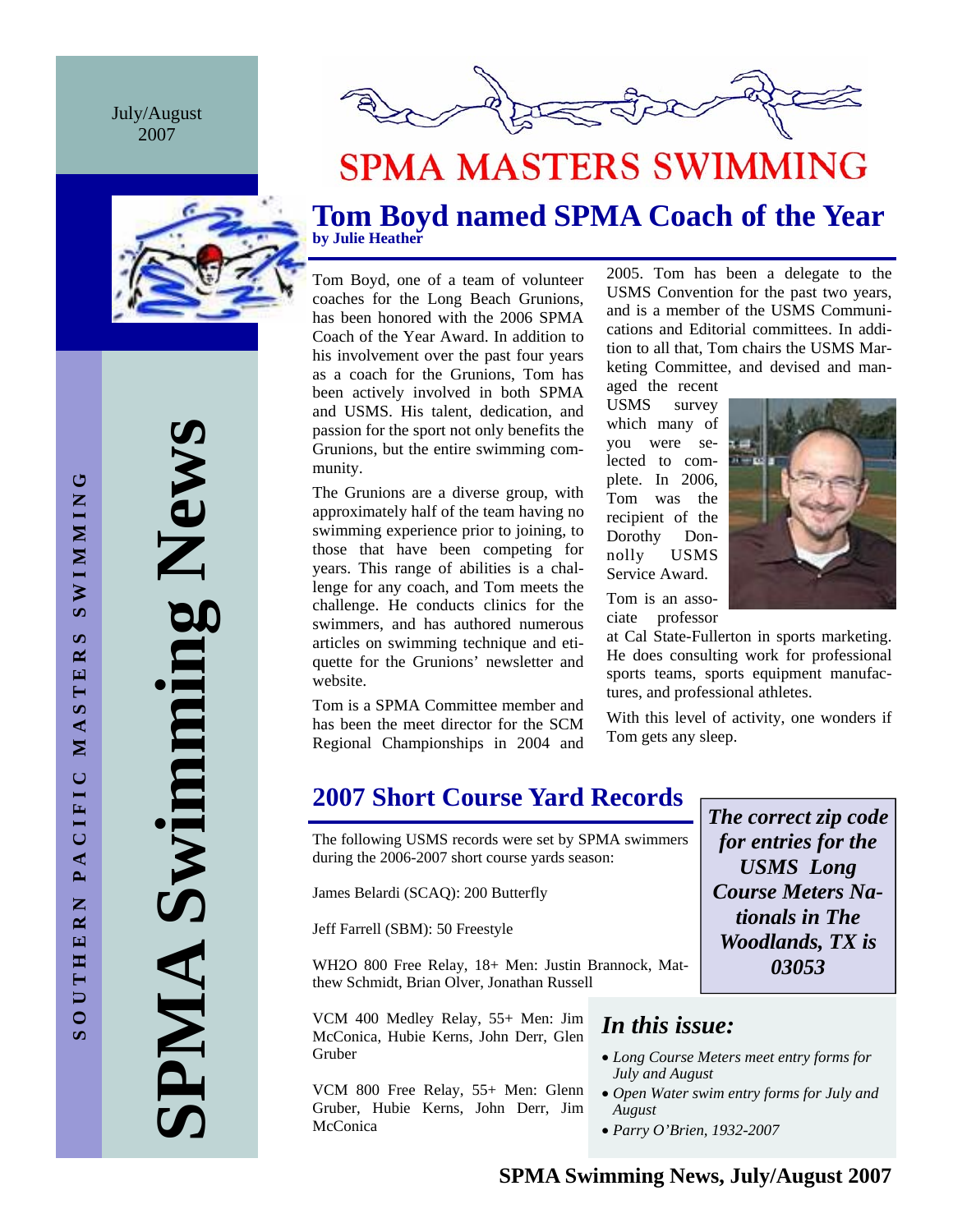July/August 2007

# SPMA Swimming News

SOUTHERN PACIFIC MASTERS SWIMMING

# SPMA MASTERS SWIMMING

## Tom Boyd named SPMA Coach of the Year

**by Julie Heather**

Tom Boyd, one of a team of volunteer coaches for the Long Beach Grunions, has been honored with the 2006 SPMA Coach of the Year Award. In addition to his involvement over the past four years as a coach for the Grunions, Tom has been actively involved in both SPMA and USMS. His talent, dedication, and passion for the sport not only benefits the Grunions, but the entire swimming community.

The Grunions are a diverse group, with approximately half of the team having no swimming experience prior to joining, to those that have been competing for years. This range of abilities is a challenge for any coach, and Tom meets the challenge. He conducts clinics for the swimmers, and has authored numerous articles on swimming technique and etiquette for the Grunions' newsletter and website.

Tom is a SPMA Committee member and has been the meet director for the SCM Regional Championships in 2004 and 2005. Tom has been a delegate to the USMS Convention for the past two years, and is a member of the USMS Communications and Editorial committees. In addition to all that, Tom chairs the USMS Marketing Committee, and devised and managed the recent USMS survey which many of you were selected to complete. In 2006, Tom was the recipient of the Dorothy Donnolly USMS Service Award.

Tom is an associate professor at Cal State-Fullerton in sports marketing. He does consulting work for professional sports teams, sports equipment manufactures, and professional athletes.

With this level of activity, one wonders if Tom gets any sleep.

## 2007 Short Course Yard Records

The following USMS records were set by SPMA swimmers during the 2006-2007 short course yards season:

James Belardi (SCAQ): 200 Butterfly

Jeff Farrell (SBM): 50 Freestyle

WH2O 800 Free Relay, 18+ Men: Justin Brannock, Matthew Schmidt, Brian Olver, Jonathan Russell

VCM 400 Medley Relay, 55+ Men: Jim McConica, Hubie Kerns, John Derr, Glen Gruber

VCM 800 Free Relay, 55+ Men: Glenn Gruber, Hubie Kerns, John Derr, Jim McConica

***The correct zip code for entries for the USMS Long Course Meters Nationals in The Woodlands, TX is 03053***

### *In this issue:*

- *Long Course Meters meet entry forms for July and August*
- *Open Water swim entry forms for July and August*
- *Parry O'Brien, 1932-2007*

**SPMA Swimming News, July/August 2007**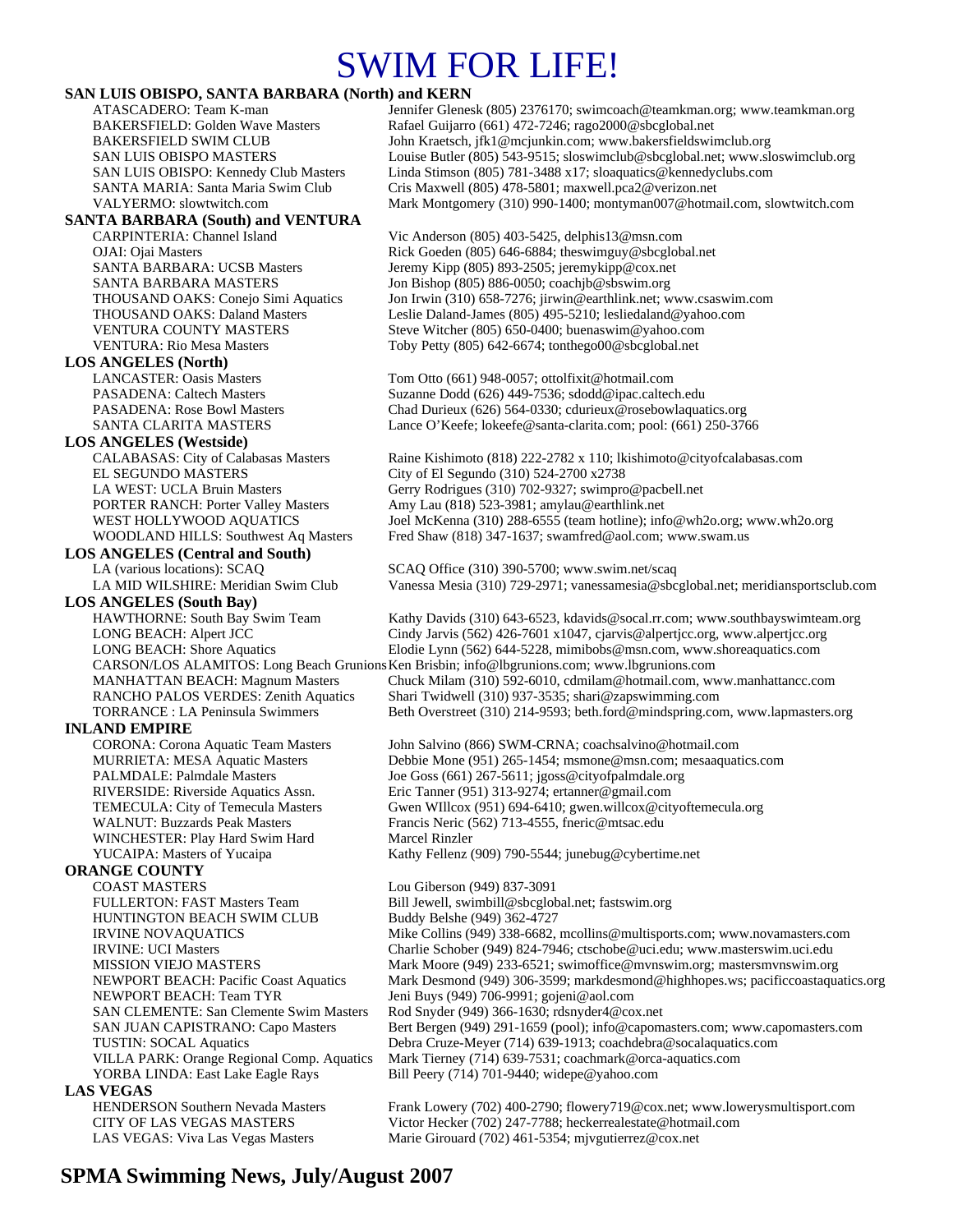# SWIM FOR LIFE!

## SAN LUIS OBISPO, SANTA BARBARA (North) and KERN

| | |
|---|---|
| ATASCADERO: Team K-man | Jennifer Glenesk (805) 2376170; swimcoach@teamkman.org; www.teamkman.org |
| BAKERSFIELD: Golden Wave Masters | Rafael Guijarro (661) 472-7246; rago2000@sbcglobal.net |
| BAKERSFIELD SWIM CLUB | John Kraetsch, jfk1@mcjunkin.com; www.bakersfieldswimclub.org |
| SAN LUIS OBISPO MASTERS | Louise Butler (805) 543-9515; sloswimclub@sbcglobal.net; www.sloswimclub.org |
| SAN LUIS OBISPO: Kennedy Club Masters | Linda Stimson (805) 781-3488 x17; sloaquatics@kennedyclubs.com |
| SANTA MARIA: Santa Maria Swim Club | Cris Maxwell (805) 478-5801; maxwell.pca2@verizon.net |
| VALYERMO: slowtwitch.com | Mark Montgomery (310) 990-1400; montyman007@hotmail.com, slowtwitch.com |

## SANTA BARBARA (South) and VENTURA

| | |
|---|---|
| CARPINTERIA: Channel Island | Vic Anderson (805) 403-5425, delphis13@msn.com |
| OJAI: Ojai Masters | Rick Goeden (805) 646-6884; theswimguy@sbcglobal.net |
| SANTA BARBARA: UCSB Masters | Jeremy Kipp (805) 893-2505; jeremykipp@cox.net |
| SANTA BARBARA MASTERS | Jon Bishop (805) 886-0050; coachjb@sbswim.org |
| THOUSAND OAKS: Conejo Simi Aquatics | Jon Irwin (310) 658-7276; jirwin@earthlink.net; www.csaswim.com |
| THOUSAND OAKS: Daland Masters | Leslie Daland-James (805) 495-5210; lesliedaland@yahoo.com |
| VENTURA COUNTY MASTERS | Steve Witcher (805) 650-0400; buenaswim@yahoo.com |
| VENTURA: Rio Mesa Masters | Toby Petty (805) 642-6674; tonthego00@sbcglobal.net |

## LOS ANGELES (North)

| | |
|---|---|
| LANCASTER: Oasis Masters | Tom Otto (661) 948-0057; ottolfixit@hotmail.com |
| PASADENA: Caltech Masters | Suzanne Dodd (626) 449-7536; sdodd@ipac.caltech.edu |
| PASADENA: Rose Bowl Masters | Chad Durieux (626) 564-0330; cdurieux@rosebowlaquatics.org |
| SANTA CLARITA MASTERS | Lance O'Keefe; lokeefe@santa-clarita.com; pool: (661) 250-3766 |

## LOS ANGELES (Westside)

| | |
|---|---|
| CALABASAS: City of Calabasas Masters | Raine Kishimoto (818) 222-2782 x 110; lkishimoto@cityofcalabasas.com |
| EL SEGUNDO MASTERS | City of El Segundo (310) 524-2700 x2738 |
| LA WEST: UCLA Bruin Masters | Gerry Rodrigues (310) 702-9327; swimpro@pacbell.net |
| PORTER RANCH: Porter Valley Masters | Amy Lau (818) 523-3981; amylau@earthlink.net |
| WEST HOLLYWOOD AQUATICS | Joel McKenna (310) 288-6555 (team hotline); info@wh2o.org; www.wh2o.org |
| WOODLAND HILLS: Southwest Aq Masters | Fred Shaw (818) 347-1637; swamfred@aol.com; www.swam.us |

## LOS ANGELES (Central and South)

| | |
|---|---|
| LA (various locations): SCAQ | SCAQ Office (310) 390-5700; www.swim.net/scaq |
| LA MID WILSHIRE: Meridian Swim Club | Vanessa Mesia (310) 729-2971; vanessamesia@sbcglobal.net; meridiansportsclub.com |

## LOS ANGELES (South Bay)

| | |
|---|---|
| HAWTHORNE: South Bay Swim Team | Kathy Davids (310) 643-6523, kdavids@socal.rr.com; www.southbayswimteam.org |
| LONG BEACH: Alpert JCC | Cindy Jarvis (562) 426-7601 x1047, cjarvis@alpertjcc.org, www.alpertjcc.org |
| LONG BEACH: Shore Aquatics | Elodie Lynn (562) 644-5228, mimibobs@msn.com, www.shoreaquatics.com |
| CARSON/LOS ALAMITOS: Long Beach Grunions | Ken Brisbin; info@lbgrunions.com; www.lbgrunions.com |
| MANHATTAN BEACH: Magnum Masters | Chuck Milam (310) 592-6010, cdmilam@hotmail.com, www.manhattancc.com |
| RANCHO PALOS VERDES: Zenith Aquatics | Shari Twidwell (310) 937-3535; shari@zapswimming.com |
| TORRANCE : LA Peninsula Swimmers | Beth Overstreet (310) 214-9593; beth.ford@mindspring.com, www.lapmasters.org |

## INLAND EMPIRE

| | |
|---|---|
| CORONA: Corona Aquatic Team Masters | John Salvino (866) SWM-CRNA; coachsalvino@hotmail.com |
| MURRIETA: MESA Aquatic Masters | Debbie Mone (951) 265-1454; msmone@msn.com; mesaaquatics.com |
| PALMDALE: Palmdale Masters | Joe Goss (661) 267-5611; jgoss@cityofpalmdale.org |
| RIVERSIDE: Riverside Aquatics Assn. | Eric Tanner (951) 313-9274; ertanner@gmail.com |
| TEMECULA: City of Temecula Masters | Gwen WIllcox (951) 694-6410; gwen.willcox@cityoftemecula.org |
| WALNUT: Buzzards Peak Masters | Francis Neric (562) 713-4555, fneric@mtsac.edu |
| WINCHESTER: Play Hard Swim Hard | Marcel Rinzler |
| YUCAIPA: Masters of Yucaipa | Kathy Fellenz (909) 790-5544; junebug@cybertime.net |

## ORANGE COUNTY

| | |
|---|---|
| COAST MASTERS | Lou Giberson (949) 837-3091 |
| FULLERTON: FAST Masters Team | Bill Jewell, swimbill@sbcglobal.net; fastswim.org |
| HUNTINGTON BEACH SWIM CLUB | Buddy Belshe (949) 362-4727 |
| IRVINE NOVAQUATICS | Mike Collins (949) 338-6682, mcollins@multisports.com; www.novamasters.com |
| IRVINE: UCI Masters | Charlie Schober (949) 824-7946; ctschobe@uci.edu; www.masterswim.uci.edu |
| MISSION VIEJO MASTERS | Mark Moore (949) 233-6521; swimoffice@mvnswim.org; mastersmvnswim.org |
| NEWPORT BEACH: Pacific Coast Aquatics | Mark Desmond (949) 306-3599; markdesmond@highhopes.ws; pacificcoastaquatics.org |
| NEWPORT BEACH: Team TYR | Jeni Buys (949) 706-9991; gojeni@aol.com |
| SAN CLEMENTE: San Clemente Swim Masters | Rod Snyder (949) 366-1630; rdsnyder4@cox.net |
| SAN JUAN CAPISTRANO: Capo Masters | Bert Bergen (949) 291-1659 (pool); info@capomasters.com; www.capomasters.com |
| TUSTIN: SOCAL Aquatics | Debra Cruze-Meyer (714) 639-1913; coachdebra@socalaquatics.com |
| VILLA PARK: Orange Regional Comp. Aquatics | Mark Tierney (714) 639-7531; coachmark@orca-aquatics.com |
| YORBA LINDA: East Lake Eagle Rays | Bill Peery (714) 701-9440; widepe@yahoo.com |

## LAS VEGAS

| | |
|---|---|
| HENDERSON Southern Nevada Masters | Frank Lowery (702) 400-2790; flowery719@cox.net; www.lowerysmultisport.com |
| CITY OF LAS VEGAS MASTERS | Victor Hecker (702) 247-7788; heckerrealestate@hotmail.com |
| LAS VEGAS: Viva Las Vegas Masters | Marie Girouard (702) 461-5354; mjvgutierrez@cox.net |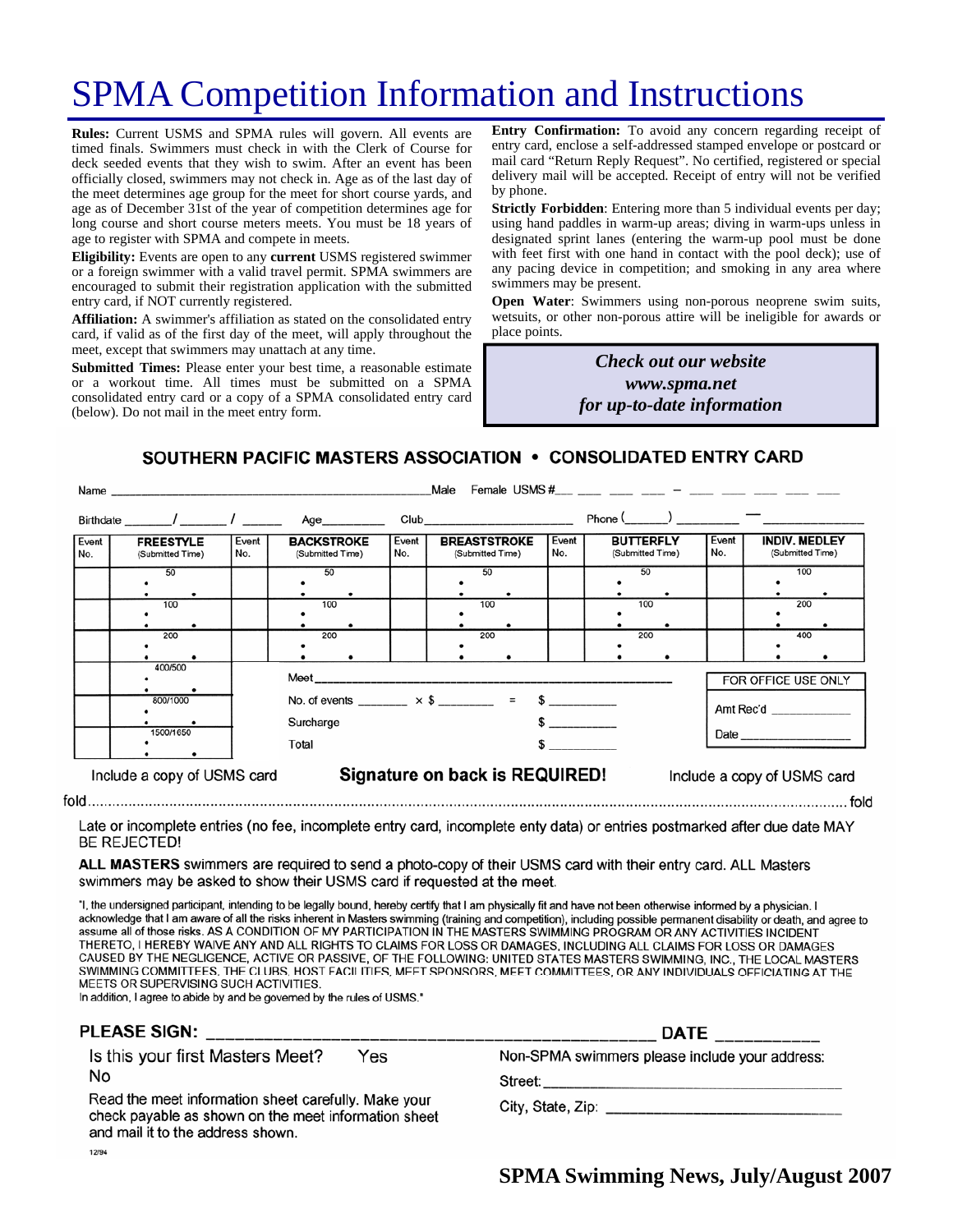# SPMA Competition Information and Instructions

**Rules:** Current USMS and SPMA rules will govern. All events are timed finals. Swimmers must check in with the Clerk of Course for deck seeded events that they wish to swim. After an event has been officially closed, swimmers may not check in. Age as of the last day of the meet determines age group for the meet for short course yards, and age as of December 31st of the year of competition determines age for long course and short course meters meets. You must be 18 years of age to register with SPMA and compete in meets.

**Eligibility:** Events are open to any **current** USMS registered swimmer or a foreign swimmer with a valid travel permit. SPMA swimmers are encouraged to submit their registration application with the submitted entry card, if NOT currently registered.

**Affiliation:** A swimmer's affiliation as stated on the consolidated entry card, if valid as of the first day of the meet, will apply throughout the meet, except that swimmers may unattach at any time.

**Submitted Times:** Please enter your best time, a reasonable estimate or a workout time. All times must be submitted on a SPMA consolidated entry card or a copy of a SPMA consolidated entry card (below). Do not mail in the meet entry form.

**Entry Confirmation:** To avoid any concern regarding receipt of entry card, enclose a self-addressed stamped envelope or postcard or mail card "Return Reply Request". No certified, registered or special delivery mail will be accepted. Receipt of entry will not be verified by phone.

**Strictly Forbidden**: Entering more than 5 individual events per day; using hand paddles in warm-up areas; diving in warm-ups unless in designated sprint lanes (entering the warm-up pool must be done with feet first with one hand in contact with the pool deck); use of any pacing device in competition; and smoking in any area where swimmers may be present.

**Open Water**: Swimmers using non-porous neoprene swim suits, wetsuits, or other non-porous attire will be ineligible for awards or place points.

***Check out our website***
***www.spma.net***
***for up-to-date information***

## SOUTHERN PACIFIC MASTERS ASSOCIATION • CONSOLIDATED ENTRY CARD

Name ______________________ Male Female USMS # ___ ___ ___ ___ – ___ ___ ___ ___ ___

Birthdate ____/____/____ Age ________ Club ____________________ Phone (_____) ________ — __________

| Event No. | FREESTYLE (Submitted Time) | Event No. | BACKSTROKE (Submitted Time) | Event No. | BREASTSTROKE (Submitted Time) | Event No. | BUTTERFLY (Submitted Time) | Event No. | INDIV. MEDLEY (Submitted Time) |
|---|---|---|---|---|---|---|---|---|---|
| | 50 | | 50 | | 50 | | 50 | | 100 |
| | 100 | | 100 | | 100 | | 100 | | 200 |
| | 200 | | 200 | | 200 | | 200 | | 400 |
| | 400/500 | | | | | | | | |
| | 800/1000 | | | | | | | | |
| | 1500/1650 | | | | | | | | |

Meet ______________________________

No. of events ______ × $ ______ = $ ________

Surcharge $ ________

Total $ ________

FOR OFFICE USE ONLY

Amt Rec'd __________

Date __________

Include a copy of USMS card **Signature on back is REQUIRED!** Include a copy of USMS card

fold ........................................................................................................................ fold

Late or incomplete entries (no fee, incomplete entry card, incomplete enty data) or entries postmarked after due date MAY BE REJECTED!

**ALL MASTERS** swimmers are required to send a photo-copy of their USMS card with their entry card. ALL Masters swimmers may be asked to show their USMS card if requested at the meet.

"I, the undersigned participant, intending to be legally bound, hereby certify that I am physically fit and have not been otherwise informed by a physician. I acknowledge that I am aware of all the risks inherent in Masters swimming (training and competition), including possible permanent disability or death, and agree to assume all of those risks. AS A CONDITION OF MY PARTICIPATION IN THE MASTERS SWIMMING PROGRAM OR ANY ACTIVITIES INCIDENT THERETO, I HEREBY WAIVE ANY AND ALL RIGHTS TO CLAIMS FOR LOSS OR DAMAGES, INCLUDING ALL CLAIMS FOR LOSS OR DAMAGES CAUSED BY THE NEGLIGENCE, ACTIVE OR PASSIVE, OF THE FOLLOWING: UNITED STATES MASTERS SWIMMING, INC., THE LOCAL MASTERS SWIMMING COMMITTEES, THE CLUBS, HOST FACILITIES, MEET SPONSORS, MEET COMMITTEES, OR ANY INDIVIDUALS OFFICIATING AT THE MEETS OR SUPERVISING SUCH ACTIVITIES.
In addition, I agree to abide by and be governed by the rules of USMS."

**PLEASE SIGN:** ______________________________ **DATE** __________

Is this your first Masters Meet? Yes No

Read the meet information sheet carefully. Make your check payable as shown on the meet information sheet and mail it to the address shown.

Non-SPMA swimmers please include your address:

Street: ______________________________

City, State, Zip: ______________________

12/94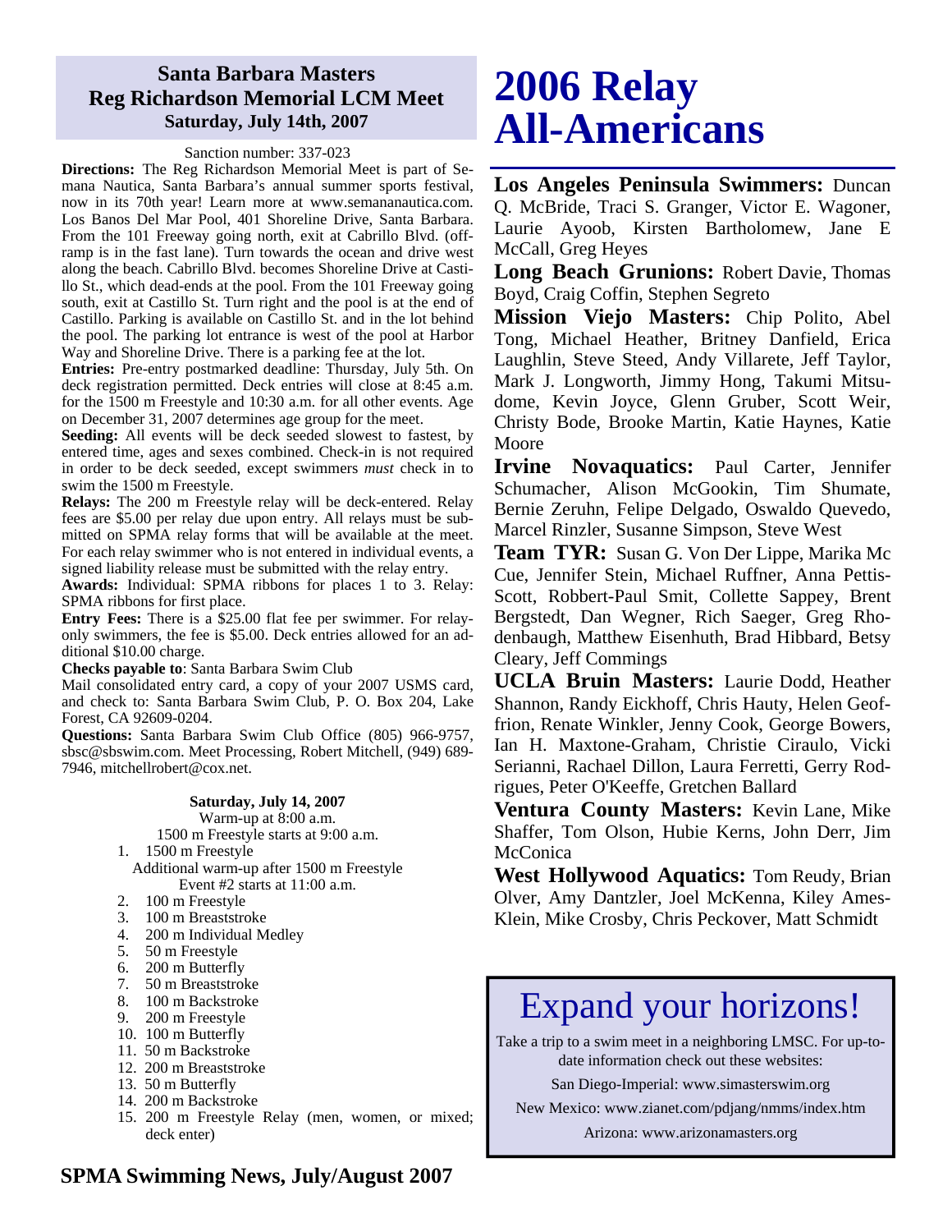## Santa Barbara Masters Reg Richardson Memorial LCM Meet

### Saturday, July 14th, 2007

Sanction number: 337-023

**Directions:** The Reg Richardson Memorial Meet is part of Semana Nautica, Santa Barbara's annual summer sports festival, now in its 70th year! Learn more at www.semananautica.com. Los Banos Del Mar Pool, 401 Shoreline Drive, Santa Barbara. From the 101 Freeway going north, exit at Cabrillo Blvd. (off-ramp is in the fast lane). Turn towards the ocean and drive west along the beach. Cabrillo Blvd. becomes Shoreline Drive at Castillo St., which dead-ends at the pool. From the 101 Freeway going south, exit at Castillo St. Turn right and the pool is at the end of Castillo. Parking is available on Castillo St. and in the lot behind the pool. The parking lot entrance is west of the pool at Harbor Way and Shoreline Drive. There is a parking fee at the lot.

**Entries:** Pre-entry postmarked deadline: Thursday, July 5th. On deck registration permitted. Deck entries will close at 8:45 a.m. for the 1500 m Freestyle and 10:30 a.m. for all other events. Age on December 31, 2007 determines age group for the meet.

**Seeding:** All events will be deck seeded slowest to fastest, by entered time, ages and sexes combined. Check-in is not required in order to be deck seeded, except swimmers *must* check in to swim the 1500 m Freestyle.

**Relays:** The 200 m Freestyle relay will be deck-entered. Relay fees are $5.00 per relay due upon entry. All relays must be submitted on SPMA relay forms that will be available at the meet. For each relay swimmer who is not entered in individual events, a signed liability release must be submitted with the relay entry.

**Awards:** Individual: SPMA ribbons for places 1 to 3. Relay: SPMA ribbons for first place.

**Entry Fees:** There is a $25.00 flat fee per swimmer. For relay-only swimmers, the fee is $5.00. Deck entries allowed for an additional $10.00 charge.

**Checks payable to**: Santa Barbara Swim Club

Mail consolidated entry card, a copy of your 2007 USMS card, and check to: Santa Barbara Swim Club, P. O. Box 204, Lake Forest, CA 92609-0204.

**Questions:** Santa Barbara Swim Club Office (805) 966-9757, sbsc@sbswim.com. Meet Processing, Robert Mitchell, (949) 689-7946, mitchellrobert@cox.net.

**Saturday, July 14, 2007**

Warm-up at 8:00 a.m.

1500 m Freestyle starts at 9:00 a.m.

1. 1500 m Freestyle

Additional warm-up after 1500 m Freestyle

Event #2 starts at 11:00 a.m.

2. 100 m Freestyle
3. 100 m Breaststroke
4. 200 m Individual Medley
5. 50 m Freestyle
6. 200 m Butterfly
7. 50 m Breaststroke
8. 100 m Backstroke
9. 200 m Freestyle
10. 100 m Butterfly
11. 50 m Backstroke
12. 200 m Breaststroke
13. 50 m Butterfly
14. 200 m Backstroke
15. 200 m Freestyle Relay (men, women, or mixed; deck enter)

# 2006 Relay All-Americans

**Los Angeles Peninsula Swimmers:** Duncan Q. McBride, Traci S. Granger, Victor E. Wagoner, Laurie Ayoob, Kirsten Bartholomew, Jane E McCall, Greg Heyes

**Long Beach Grunions:** Robert Davie, Thomas Boyd, Craig Coffin, Stephen Segreto

**Mission Viejo Masters:** Chip Polito, Abel Tong, Michael Heather, Britney Danfield, Erica Laughlin, Steve Steed, Andy Villarete, Jeff Taylor, Mark J. Longworth, Jimmy Hong, Takumi Mitsudome, Kevin Joyce, Glenn Gruber, Scott Weir, Christy Bode, Brooke Martin, Katie Haynes, Katie Moore

**Irvine Novaquatics:** Paul Carter, Jennifer Schumacher, Alison McGookin, Tim Shumate, Bernie Zeruhn, Felipe Delgado, Oswaldo Quevedo, Marcel Rinzler, Susanne Simpson, Steve West

**Team TYR:** Susan G. Von Der Lippe, Marika Mc Cue, Jennifer Stein, Michael Ruffner, Anna Pettis-Scott, Robbert-Paul Smit, Collette Sappey, Brent Bergstedt, Dan Wegner, Rich Saeger, Greg Rhodenbaugh, Matthew Eisenhuth, Brad Hibbard, Betsy Cleary, Jeff Commings

**UCLA Bruin Masters:** Laurie Dodd, Heather Shannon, Randy Eickhoff, Chris Hauty, Helen Geoffrion, Renate Winkler, Jenny Cook, George Bowers, Ian H. Maxtone-Graham, Christie Ciraulo, Vicki Serianni, Rachael Dillon, Laura Ferretti, Gerry Rodrigues, Peter O'Keeffe, Gretchen Ballard

**Ventura County Masters:** Kevin Lane, Mike Shaffer, Tom Olson, Hubie Kerns, John Derr, Jim McConica

**West Hollywood Aquatics:** Tom Reudy, Brian Olver, Amy Dantzler, Joel McKenna, Kiley Ames-Klein, Mike Crosby, Chris Peckover, Matt Schmidt

## Expand your horizons!

Take a trip to a swim meet in a neighboring LMSC. For up-to-date information check out these websites:

San Diego-Imperial: www.simasterswim.org

New Mexico: www.zianet.com/pdjang/nmms/index.htm

Arizona: www.arizonamasters.org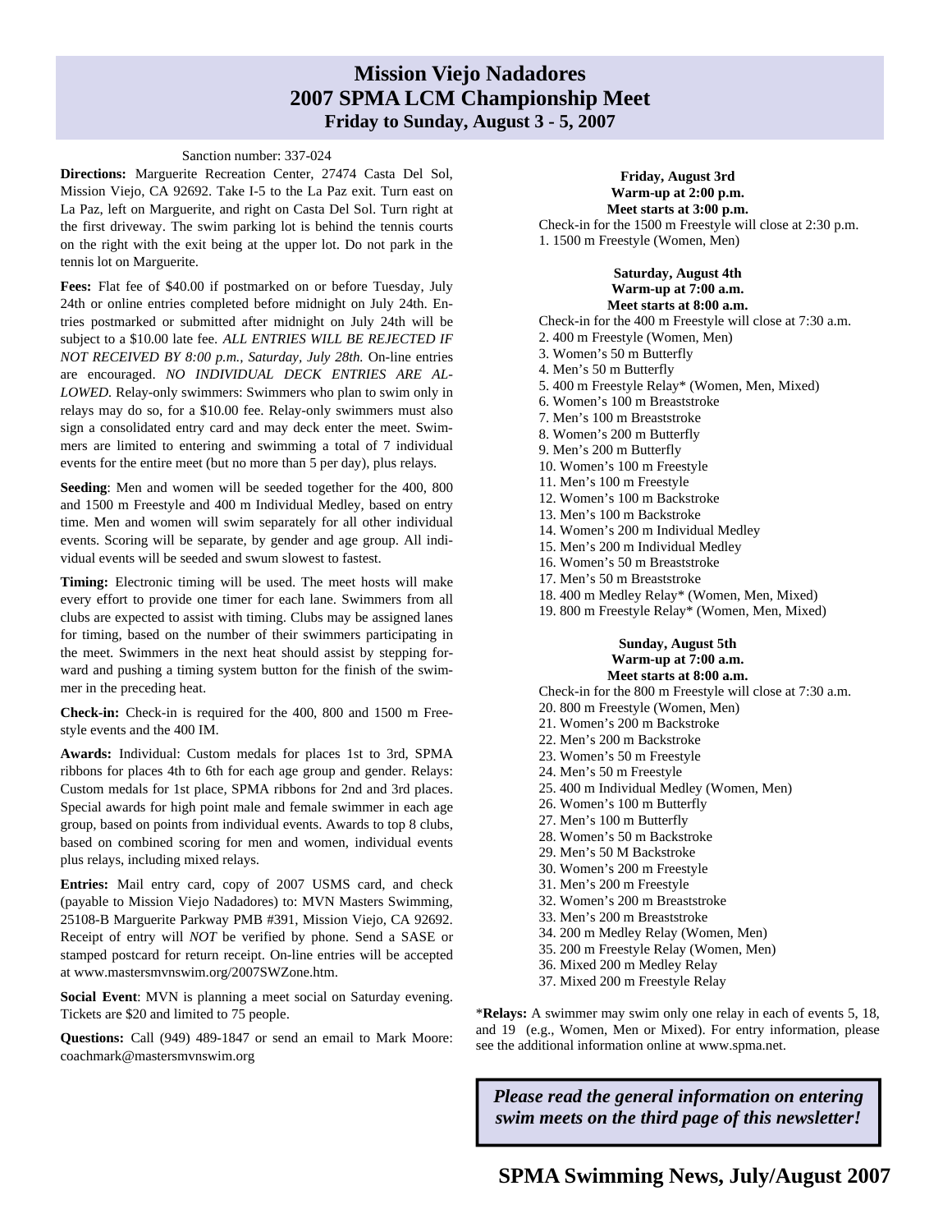# Mission Viejo Nadadores
## 2007 SPMA LCM Championship Meet
### Friday to Sunday, August 3 - 5, 2007

Sanction number: 337-024

**Directions:** Marguerite Recreation Center, 27474 Casta Del Sol, Mission Viejo, CA 92692. Take I-5 to the La Paz exit. Turn east on La Paz, left on Marguerite, and right on Casta Del Sol. Turn right at the first driveway. The swim parking lot is behind the tennis courts on the right with the exit being at the upper lot. Do not park in the tennis lot on Marguerite.

**Fees:** Flat fee of $40.00 if postmarked on or before Tuesday, July 24th or online entries completed before midnight on July 24th. Entries postmarked or submitted after midnight on July 24th will be subject to a $10.00 late fee. *ALL ENTRIES WILL BE REJECTED IF NOT RECEIVED BY 8:00 p.m., Saturday, July 28th.* On-line entries are encouraged. *NO INDIVIDUAL DECK ENTRIES ARE ALLOWED.* Relay-only swimmers: Swimmers who plan to swim only in relays may do so, for a $10.00 fee. Relay-only swimmers must also sign a consolidated entry card and may deck enter the meet. Swimmers are limited to entering and swimming a total of 7 individual events for the entire meet (but no more than 5 per day), plus relays.

**Seeding**: Men and women will be seeded together for the 400, 800 and 1500 m Freestyle and 400 m Individual Medley, based on entry time. Men and women will swim separately for all other individual events. Scoring will be separate, by gender and age group. All individual events will be seeded and swum slowest to fastest.

**Timing:** Electronic timing will be used. The meet hosts will make every effort to provide one timer for each lane. Swimmers from all clubs are expected to assist with timing. Clubs may be assigned lanes for timing, based on the number of their swimmers participating in the meet. Swimmers in the next heat should assist by stepping forward and pushing a timing system button for the finish of the swimmer in the preceding heat.

**Check-in:** Check-in is required for the 400, 800 and 1500 m Freestyle events and the 400 IM.

**Awards:** Individual: Custom medals for places 1st to 3rd, SPMA ribbons for places 4th to 6th for each age group and gender. Relays: Custom medals for 1st place, SPMA ribbons for 2nd and 3rd places. Special awards for high point male and female swimmer in each age group, based on points from individual events. Awards to top 8 clubs, based on combined scoring for men and women, individual events plus relays, including mixed relays.

**Entries:** Mail entry card, copy of 2007 USMS card, and check (payable to Mission Viejo Nadadores) to: MVN Masters Swimming, 25108-B Marguerite Parkway PMB #391, Mission Viejo, CA 92692. Receipt of entry will *NOT* be verified by phone. Send a SASE or stamped postcard for return receipt. On-line entries will be accepted at www.mastersmvnswim.org/2007SWZone.htm.

**Social Event**: MVN is planning a meet social on Saturday evening. Tickets are $20 and limited to 75 people.

**Questions:** Call (949) 489-1847 or send an email to Mark Moore: coachmark@mastersmvnswim.org

**Friday, August 3rd**
**Warm-up at 2:00 p.m.**
**Meet starts at 3:00 p.m.**

Check-in for the 1500 m Freestyle will close at 2:30 p.m.

1. 1500 m Freestyle (Women, Men)

**Saturday, August 4th**
**Warm-up at 7:00 a.m.**
**Meet starts at 8:00 a.m.**

Check-in for the 400 m Freestyle will close at 7:30 a.m.

2. 400 m Freestyle (Women, Men)
3. Women's 50 m Butterfly
4. Men's 50 m Butterfly
5. 400 m Freestyle Relay* (Women, Men, Mixed)
6. Women's 100 m Breaststroke
7. Men's 100 m Breaststroke
8. Women's 200 m Butterfly
9. Men's 200 m Butterfly
10. Women's 100 m Freestyle
11. Men's 100 m Freestyle
12. Women's 100 m Backstroke
13. Men's 100 m Backstroke
14. Women's 200 m Individual Medley
15. Men's 200 m Individual Medley
16. Women's 50 m Breaststroke
17. Men's 50 m Breaststroke
18. 400 m Medley Relay* (Women, Men, Mixed)
19. 800 m Freestyle Relay* (Women, Men, Mixed)

**Sunday, August 5th**
**Warm-up at 7:00 a.m.**
**Meet starts at 8:00 a.m.**

Check-in for the 800 m Freestyle will close at 7:30 a.m.

20. 800 m Freestyle (Women, Men)
21. Women's 200 m Backstroke
22. Men's 200 m Backstroke
23. Women's 50 m Freestyle
24. Men's 50 m Freestyle
25. 400 m Individual Medley (Women, Men)
26. Women's 100 m Butterfly
27. Men's 100 m Butterfly
28. Women's 50 m Backstroke
29. Men's 50 M Backstroke
30. Women's 200 m Freestyle
31. Men's 200 m Freestyle
32. Women's 200 m Breaststroke
33. Men's 200 m Breaststroke
34. 200 m Medley Relay (Women, Men)
35. 200 m Freestyle Relay (Women, Men)
36. Mixed 200 m Medley Relay
37. Mixed 200 m Freestyle Relay

\***Relays:** A swimmer may swim only one relay in each of events 5, 18, and 19 (e.g., Women, Men or Mixed). For entry information, please see the additional information online at www.spma.net.

***Please read the general information on entering swim meets on the third page of this newsletter!***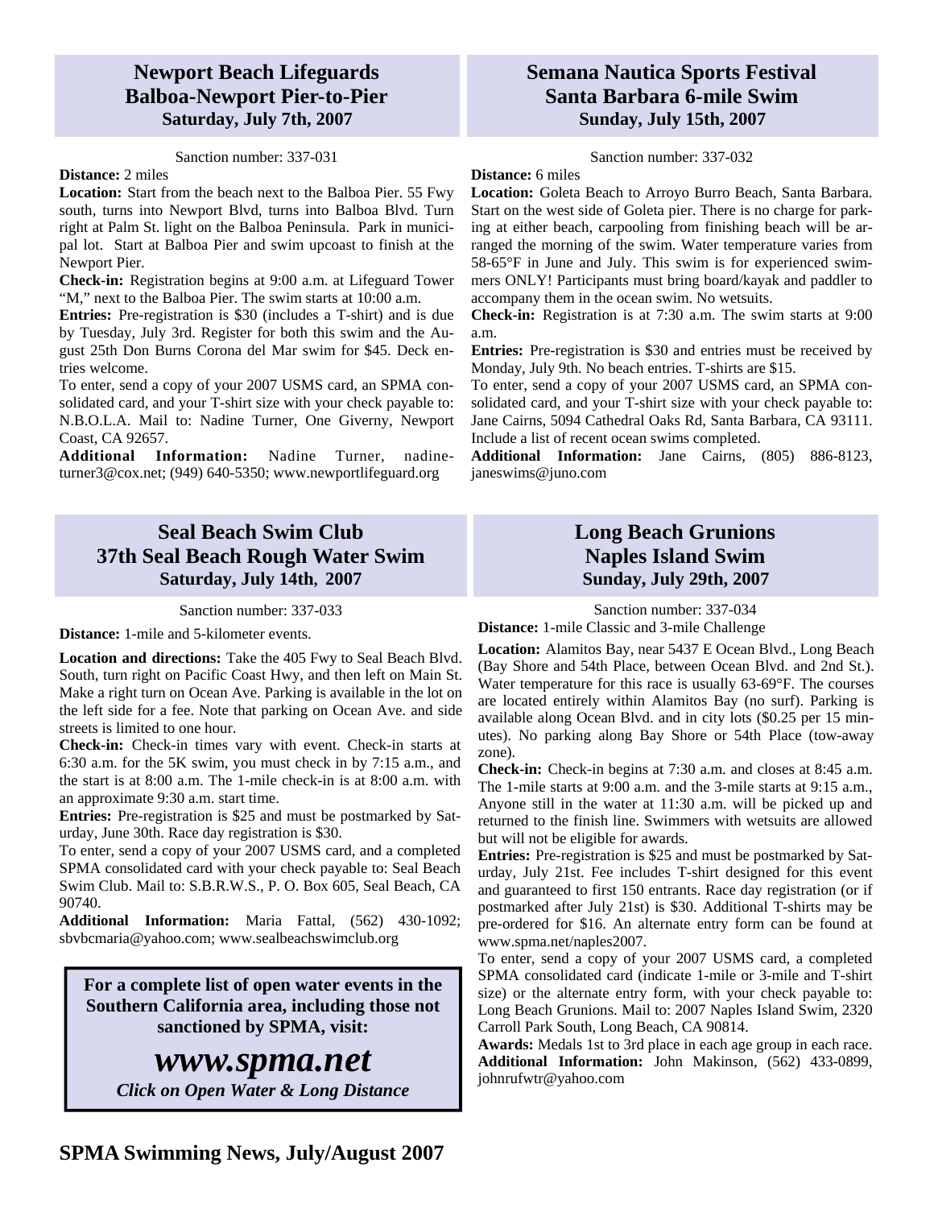## Newport Beach Lifeguards Balboa-Newport Pier-to-Pier

**Saturday, July 7th, 2007**

Sanction number: 337-031

**Distance:** 2 miles

**Location:** Start from the beach next to the Balboa Pier. 55 Fwy south, turns into Newport Blvd, turns into Balboa Blvd. Turn right at Palm St. light on the Balboa Peninsula. Park in municipal lot. Start at Balboa Pier and swim upcoast to finish at the Newport Pier.

**Check-in:** Registration begins at 9:00 a.m. at Lifeguard Tower "M," next to the Balboa Pier. The swim starts at 10:00 a.m.

**Entries:** Pre-registration is $30 (includes a T-shirt) and is due by Tuesday, July 3rd. Register for both this swim and the August 25th Don Burns Corona del Mar swim for $45. Deck entries welcome.

To enter, send a copy of your 2007 USMS card, an SPMA consolidated card, and your T-shirt size with your check payable to: N.B.O.L.A. Mail to: Nadine Turner, One Giverny, Newport Coast, CA 92657.

**Additional Information:** Nadine Turner, nadineturner3@cox.net; (949) 640-5350; www.newportlifeguard.org

## Seal Beach Swim Club 37th Seal Beach Rough Water Swim

**Saturday, July 14th, 2007**

Sanction number: 337-033

**Distance:** 1-mile and 5-kilometer events.

**Location and directions:** Take the 405 Fwy to Seal Beach Blvd. South, turn right on Pacific Coast Hwy, and then left on Main St. Make a right turn on Ocean Ave. Parking is available in the lot on the left side for a fee. Note that parking on Ocean Ave. and side streets is limited to one hour.

**Check-in:** Check-in times vary with event. Check-in starts at 6:30 a.m. for the 5K swim, you must check in by 7:15 a.m., and the start is at 8:00 a.m. The 1-mile check-in is at 8:00 a.m. with an approximate 9:30 a.m. start time.

**Entries:** Pre-registration is $25 and must be postmarked by Saturday, June 30th. Race day registration is $30.

To enter, send a copy of your 2007 USMS card, and a completed SPMA consolidated card with your check payable to: Seal Beach Swim Club. Mail to: S.B.R.W.S., P. O. Box 605, Seal Beach, CA 90740.

**Additional Information:** Maria Fattal, (562) 430-1092; sbvbcmaria@yahoo.com; www.sealbeachswimclub.org

**For a complete list of open water events in the Southern California area, including those not sanctioned by SPMA, visit:**

***www.spma.net***

***Click on Open Water & Long Distance***

## Semana Nautica Sports Festival Santa Barbara 6-mile Swim

**Sunday, July 15th, 2007**

Sanction number: 337-032

**Distance:** 6 miles

**Location:** Goleta Beach to Arroyo Burro Beach, Santa Barbara. Start on the west side of Goleta pier. There is no charge for parking at either beach, carpooling from finishing beach will be arranged the morning of the swim. Water temperature varies from 58-65°F in June and July. This swim is for experienced swimmers ONLY! Participants must bring board/kayak and paddler to accompany them in the ocean swim. No wetsuits.

**Check-in:** Registration is at 7:30 a.m. The swim starts at 9:00 a.m.

**Entries:** Pre-registration is $30 and entries must be received by Monday, July 9th. No beach entries. T-shirts are $15.

To enter, send a copy of your 2007 USMS card, an SPMA consolidated card, and your T-shirt size with your check payable to: Jane Cairns, 5094 Cathedral Oaks Rd, Santa Barbara, CA 93111. Include a list of recent ocean swims completed.

**Additional Information:** Jane Cairns, (805) 886-8123, janeswims@juno.com

## Long Beach Grunions Naples Island Swim

**Sunday, July 29th, 2007**

Sanction number: 337-034

**Distance:** 1-mile Classic and 3-mile Challenge

**Location:** Alamitos Bay, near 5437 E Ocean Blvd., Long Beach (Bay Shore and 54th Place, between Ocean Blvd. and 2nd St.). Water temperature for this race is usually 63-69°F. The courses are located entirely within Alamitos Bay (no surf). Parking is available along Ocean Blvd. and in city lots ($0.25 per 15 minutes). No parking along Bay Shore or 54th Place (tow-away zone).

**Check-in:** Check-in begins at 7:30 a.m. and closes at 8:45 a.m. The 1-mile starts at 9:00 a.m. and the 3-mile starts at 9:15 a.m., Anyone still in the water at 11:30 a.m. will be picked up and returned to the finish line. Swimmers with wetsuits are allowed but will not be eligible for awards.

**Entries:** Pre-registration is $25 and must be postmarked by Saturday, July 21st. Fee includes T-shirt designed for this event and guaranteed to first 150 entrants. Race day registration (or if postmarked after July 21st) is $30. Additional T-shirts may be pre-ordered for $16. An alternate entry form can be found at www.spma.net/naples2007.

To enter, send a copy of your 2007 USMS card, a completed SPMA consolidated card (indicate 1-mile or 3-mile and T-shirt size) or the alternate entry form, with your check payable to: Long Beach Grunions. Mail to: 2007 Naples Island Swim, 2320 Carroll Park South, Long Beach, CA 90814.

**Awards:** Medals 1st to 3rd place in each age group in each race.

**Additional Information:** John Makinson, (562) 433-0899, johnrufwtr@yahoo.com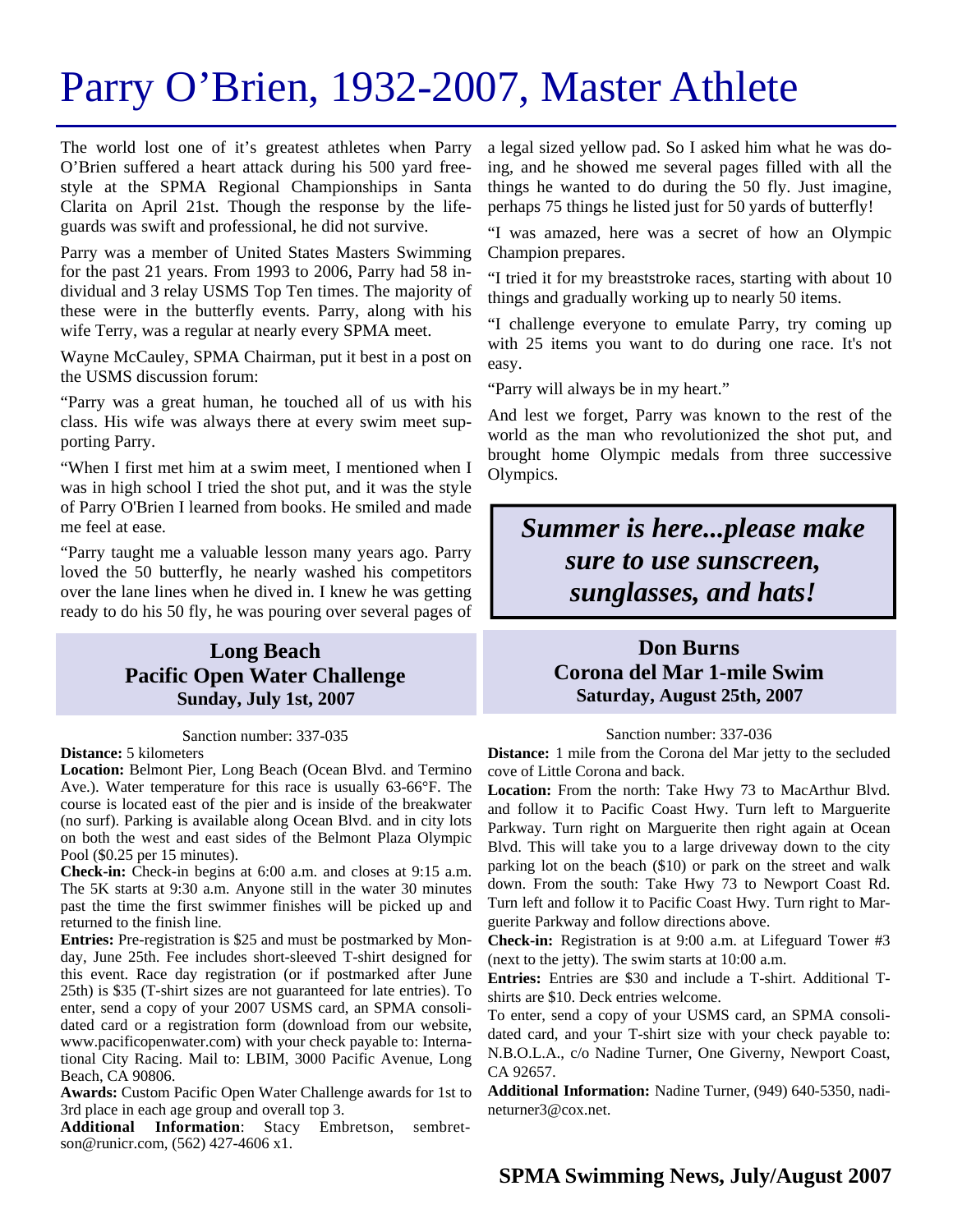# Parry O'Brien, 1932-2007, Master Athlete

The world lost one of it's greatest athletes when Parry O'Brien suffered a heart attack during his 500 yard free-style at the SPMA Regional Championships in Santa Clarita on April 21st. Though the response by the life-guards was swift and professional, he did not survive.

Parry was a member of United States Masters Swimming for the past 21 years. From 1993 to 2006, Parry had 58 individual and 3 relay USMS Top Ten times. The majority of these were in the butterfly events. Parry, along with his wife Terry, was a regular at nearly every SPMA meet.

Wayne McCauley, SPMA Chairman, put it best in a post on the USMS discussion forum:

"Parry was a great human, he touched all of us with his class. His wife was always there at every swim meet supporting Parry.

"When I first met him at a swim meet, I mentioned when I was in high school I tried the shot put, and it was the style of Parry O'Brien I learned from books. He smiled and made me feel at ease.

"Parry taught me a valuable lesson many years ago. Parry loved the 50 butterfly, he nearly washed his competitors over the lane lines when he dived in. I knew he was getting ready to do his 50 fly, he was pouring over several pages of a legal sized yellow pad. So I asked him what he was doing, and he showed me several pages filled with all the things he wanted to do during the 50 fly. Just imagine, perhaps 75 things he listed just for 50 yards of butterfly!

"I was amazed, here was a secret of how an Olympic Champion prepares.

"I tried it for my breaststroke races, starting with about 10 things and gradually working up to nearly 50 items.

"I challenge everyone to emulate Parry, try coming up with 25 items you want to do during one race. It's not easy.

"Parry will always be in my heart."

And lest we forget, Parry was known to the rest of the world as the man who revolutionized the shot put, and brought home Olympic medals from three successive Olympics.

***Summer is here...please make sure to use sunscreen, sunglasses, and hats!***

## Long Beach Pacific Open Water Challenge
**Sunday, July 1st, 2007**

Sanction number: 337-035

**Distance:** 5 kilometers

**Location:** Belmont Pier, Long Beach (Ocean Blvd. and Termino Ave.). Water temperature for this race is usually 63-66°F. The course is located east of the pier and is inside of the breakwater (no surf). Parking is available along Ocean Blvd. and in city lots on both the west and east sides of the Belmont Plaza Olympic Pool ($0.25 per 15 minutes).

**Check-in:** Check-in begins at 6:00 a.m. and closes at 9:15 a.m. The 5K starts at 9:30 a.m. Anyone still in the water 30 minutes past the time the first swimmer finishes will be picked up and returned to the finish line.

**Entries:** Pre-registration is $25 and must be postmarked by Monday, June 25th. Fee includes short-sleeved T-shirt designed for this event. Race day registration (or if postmarked after June 25th) is $35 (T-shirt sizes are not guaranteed for late entries). To enter, send a copy of your 2007 USMS card, an SPMA consolidated card or a registration form (download from our website, www.pacificopenwater.com) with your check payable to: International City Racing. Mail to: LBIM, 3000 Pacific Avenue, Long Beach, CA 90806.

**Awards:** Custom Pacific Open Water Challenge awards for 1st to 3rd place in each age group and overall top 3.

**Additional Information**: Stacy Embretson, sembretson@runicr.com, (562) 427-4606 x1.

## Don Burns Corona del Mar 1-mile Swim
**Saturday, August 25th, 2007**

Sanction number: 337-036

**Distance:** 1 mile from the Corona del Mar jetty to the secluded cove of Little Corona and back.

**Location:** From the north: Take Hwy 73 to MacArthur Blvd. and follow it to Pacific Coast Hwy. Turn left to Marguerite Parkway. Turn right on Marguerite then right again at Ocean Blvd. This will take you to a large driveway down to the city parking lot on the beach ($10) or park on the street and walk down. From the south: Take Hwy 73 to Newport Coast Rd. Turn left and follow it to Pacific Coast Hwy. Turn right to Marguerite Parkway and follow directions above.

**Check-in:** Registration is at 9:00 a.m. at Lifeguard Tower #3 (next to the jetty). The swim starts at 10:00 a.m.

**Entries:** Entries are $30 and include a T-shirt. Additional T-shirts are $10. Deck entries welcome.

To enter, send a copy of your USMS card, an SPMA consolidated card, and your T-shirt size with your check payable to: N.B.O.L.A., c/o Nadine Turner, One Giverny, Newport Coast, CA 92657.

**Additional Information:** Nadine Turner, (949) 640-5350, nadineturner3@cox.net.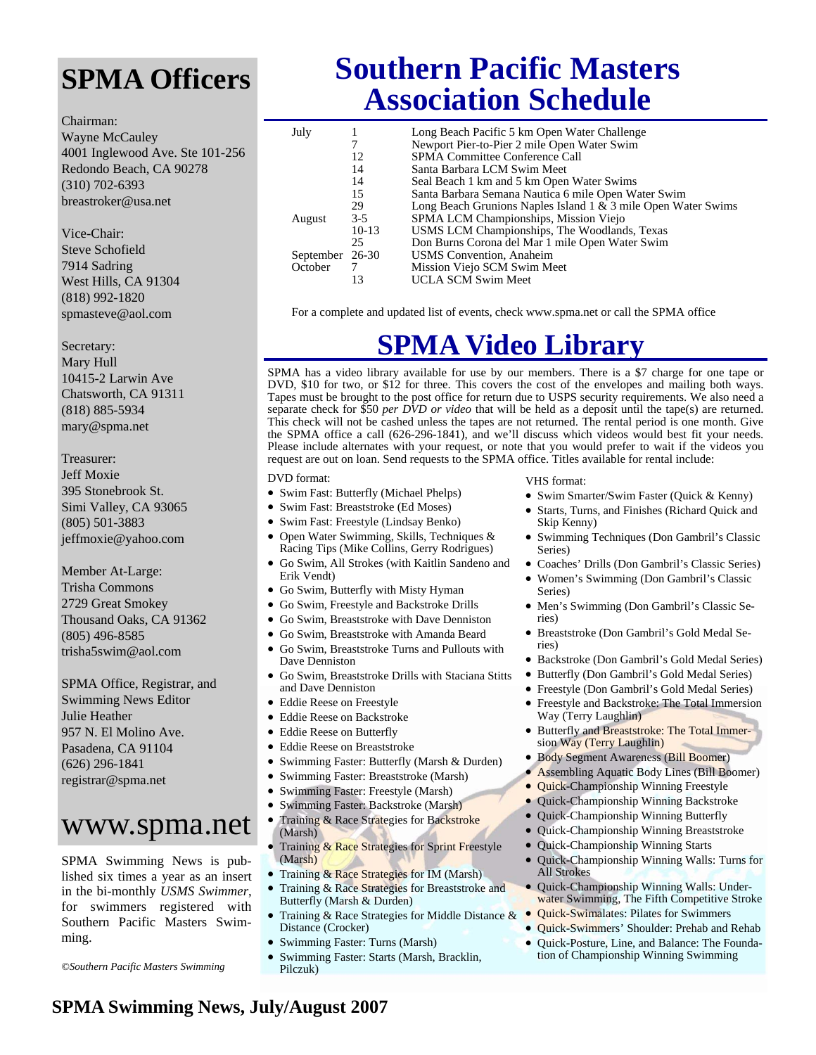# SPMA Officers

Chairman:
Wayne McCauley
4001 Inglewood Ave. Ste 101-256
Redondo Beach, CA 90278
(310) 702-6393
breastroker@usa.net

Vice-Chair:
Steve Schofield
7914 Sadring
West Hills, CA 91304
(818) 992-1820
spmasteve@aol.com

Secretary:
Mary Hull
10415-2 Larwin Ave
Chatsworth, CA 91311
(818) 885-5934
mary@spma.net

Treasurer:
Jeff Moxie
395 Stonebrook St.
Simi Valley, CA 93065
(805) 501-3883
jeffmoxie@yahoo.com

Member At-Large:
Trisha Commons
2729 Great Smokey
Thousand Oaks, CA 91362
(805) 496-8585
trisha5swim@aol.com

SPMA Office, Registrar, and Swimming News Editor
Julie Heather
957 N. El Molino Ave.
Pasadena, CA 91104
(626) 296-1841
registrar@spma.net

# www.spma.net

SPMA Swimming News is published six times a year as an insert in the bi-monthly *USMS Swimmer*, for swimmers registered with Southern Pacific Masters Swimming.

*©Southern Pacific Masters Swimming*

# Southern Pacific Masters Association Schedule

| | | |
|---|---|---|
| July | 1 | Long Beach Pacific 5 km Open Water Challenge |
| | 7 | Newport Pier-to-Pier 2 mile Open Water Swim |
| | 12 | SPMA Committee Conference Call |
| | 14 | Santa Barbara LCM Swim Meet |
| | 14 | Seal Beach 1 km and 5 km Open Water Swims |
| | 15 | Santa Barbara Semana Nautica 6 mile Open Water Swim |
| | 29 | Long Beach Grunions Naples Island 1 & 3 mile Open Water Swims |
| August | 3-5 | SPMA LCM Championships, Mission Viejo |
| | 10-13 | USMS LCM Championships, The Woodlands, Texas |
| | 25 | Don Burns Corona del Mar 1 mile Open Water Swim |
| September | 26-30 | USMS Convention, Anaheim |
| October | 7 | Mission Viejo SCM Swim Meet |
| | 13 | UCLA SCM Swim Meet |

For a complete and updated list of events, check www.spma.net or call the SPMA office

# SPMA Video Library

SPMA has a video library available for use by our members. There is a $7 charge for one tape or DVD, $10 for two, or $12 for three. This covers the cost of the envelopes and mailing both ways. Tapes must be brought to the post office for return due to USPS security requirements. We also need a separate check for $50 *per DVD or video* that will be held as a deposit until the tape(s) are returned. This check will not be cashed unless the tapes are not returned. The rental period is one month. Give the SPMA office a call (626-296-1841), and we'll discuss which videos would best fit your needs. Please include alternates with your request, or note that you would prefer to wait if the videos you request are out on loan. Send requests to the SPMA office. Titles available for rental include:

DVD format:

- Swim Fast: Butterfly (Michael Phelps)
- Swim Fast: Breaststroke (Ed Moses)
- Swim Fast: Freestyle (Lindsay Benko)
- Open Water Swimming, Skills, Techniques & Racing Tips (Mike Collins, Gerry Rodrigues)
- Go Swim, All Strokes (with Kaitlin Sandeno and Erik Vendt)
- Go Swim, Butterfly with Misty Hyman
- Go Swim, Freestyle and Backstroke Drills
- Go Swim, Breaststroke with Dave Denniston
- Go Swim, Breaststroke with Amanda Beard
- Go Swim, Breaststroke Turns and Pullouts with Dave Denniston
- Go Swim, Breaststroke Drills with Staciana Stitts and Dave Denniston
- Eddie Reese on Freestyle
- Eddie Reese on Backstroke
- Eddie Reese on Butterfly
- Eddie Reese on Breaststroke
- Swimming Faster: Butterfly (Marsh & Durden)
- Swimming Faster: Breaststroke (Marsh)
- Swimming Faster: Freestyle (Marsh)
- Swimming Faster: Backstroke (Marsh)
- Training & Race Strategies for Backstroke (Marsh)
- Training & Race Strategies for Sprint Freestyle (Marsh)
- Training & Race Strategies for IM (Marsh)
- Training & Race Strategies for Breaststroke and Butterfly (Marsh & Durden)
- Training & Race Strategies for Middle Distance & Distance (Crocker)
- Swimming Faster: Turns (Marsh)
- Swimming Faster: Starts (Marsh, Bracklin, Pilczuk)

VHS format:

- Swim Smarter/Swim Faster (Quick & Kenny)
- Starts, Turns, and Finishes (Richard Quick and Skip Kenny)
- Swimming Techniques (Don Gambril's Classic Series)
- Coaches' Drills (Don Gambril's Classic Series)
- Women's Swimming (Don Gambril's Classic Series)
- Men's Swimming (Don Gambril's Classic Series)
- Breaststroke (Don Gambril's Gold Medal Series)
- Backstroke (Don Gambril's Gold Medal Series)
- Butterfly (Don Gambril's Gold Medal Series)
- Freestyle (Don Gambril's Gold Medal Series)
- Freestyle and Backstroke: The Total Immersion Way (Terry Laughlin)
- Butterfly and Breaststroke: The Total Immersion Way (Terry Laughlin)
- Body Segment Awareness (Bill Boomer)
- Assembling Aquatic Body Lines (Bill Boomer)
- Quick-Championship Winning Freestyle
- Quick-Championship Winning Backstroke
- Quick-Championship Winning Butterfly
- Quick-Championship Winning Breaststroke
- Quick-Championship Winning Starts
- Quick-Championship Winning Walls: Turns for All Strokes
- Quick-Championship Winning Walls: Underwater Swimming, The Fifth Competitive Stroke
- Quick-Swimalates: Pilates for Swimmers
- Quick-Swimmers' Shoulder: Prehab and Rehab
- Quick-Posture, Line, and Balance: The Foundation of Championship Winning Swimming